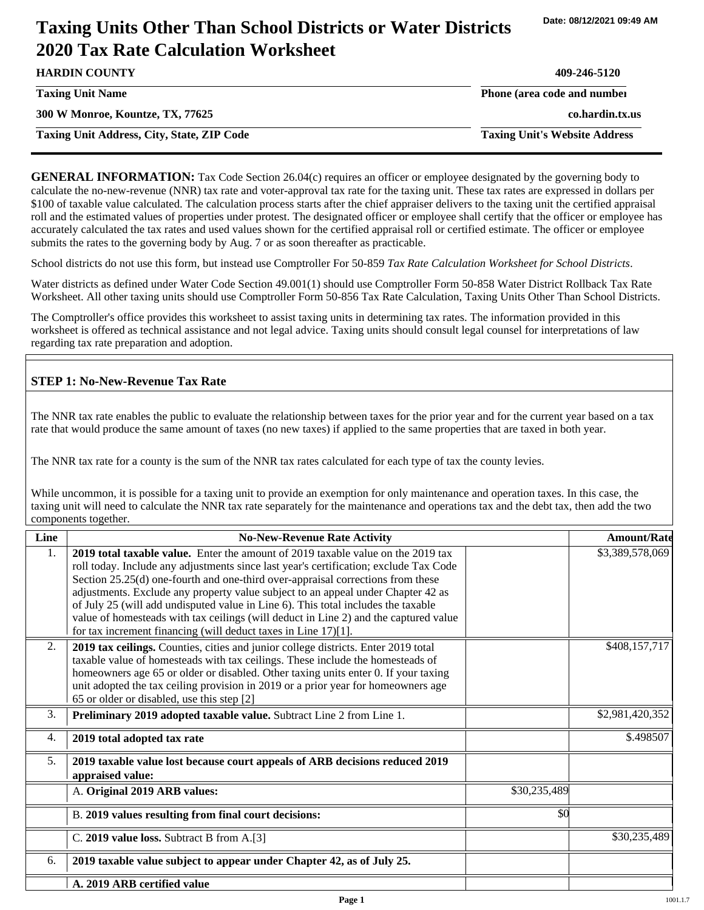Date: 08/12/2021 09:49 AM

# Taxing Units Other Than School Districts or Water Districts 2020 Tax Rate Calculation Worksheet

| | |
|---|---|
| **HARDIN COUNTY** | **409-246-5120** |
| **Taxing Unit Name** | **Phone (area code and number)** |
| **300 W Monroe, Kountze, TX, 77625** | **co.hardin.tx.us** |
| **Taxing Unit Address, City, State, ZIP Code** | **Taxing Unit's Website Address** |

**GENERAL INFORMATION:** Tax Code Section 26.04(c) requires an officer or employee designated by the governing body to calculate the no-new-revenue (NNR) tax rate and voter-approval tax rate for the taxing unit. These tax rates are expressed in dollars per $100 of taxable value calculated. The calculation process starts after the chief appraiser delivers to the taxing unit the certified appraisal roll and the estimated values of properties under protest. The designated officer or employee shall certify that the officer or employee has accurately calculated the tax rates and used values shown for the certified appraisal roll or certified estimate. The officer or employee submits the rates to the governing body by Aug. 7 or as soon thereafter as practicable.

School districts do not use this form, but instead use Comptroller For 50-859 *Tax Rate Calculation Worksheet for School Districts*.

Water districts as defined under Water Code Section 49.001(1) should use Comptroller Form 50-858 Water District Rollback Tax Rate Worksheet. All other taxing units should use Comptroller Form 50-856 Tax Rate Calculation, Taxing Units Other Than School Districts.

The Comptroller's office provides this worksheet to assist taxing units in determining tax rates. The information provided in this worksheet is offered as technical assistance and not legal advice. Taxing units should consult legal counsel for interpretations of law regarding tax rate preparation and adoption.

## STEP 1: No-New-Revenue Tax Rate

The NNR tax rate enables the public to evaluate the relationship between taxes for the prior year and for the current year based on a tax rate that would produce the same amount of taxes (no new taxes) if applied to the same properties that are taxed in both year.

The NNR tax rate for a county is the sum of the NNR tax rates calculated for each type of tax the county levies.

While uncommon, it is possible for a taxing unit to provide an exemption for only maintenance and operation taxes. In this case, the taxing unit will need to calculate the NNR tax rate separately for the maintenance and operations tax and the debt tax, then add the two components together.

| Line | No-New-Revenue Rate Activity | | Amount/Rate |
|---|---|---|---|
| 1. | **2019 total taxable value.** Enter the amount of 2019 taxable value on the 2019 tax roll today. Include any adjustments since last year's certification; exclude Tax Code Section 25.25(d) one-fourth and one-third over-appraisal corrections from these adjustments. Exclude any property value subject to an appeal under Chapter 42 as of July 25 (will add undisputed value in Line 6). This total includes the taxable value of homesteads with tax ceilings (will deduct in Line 2) and the captured value for tax increment financing (will deduct taxes in Line 17)[1]. | | $3,389,578,069 |
| 2. | **2019 tax ceilings.** Counties, cities and junior college districts. Enter 2019 total taxable value of homesteads with tax ceilings. These include the homesteads of homeowners age 65 or older or disabled. Other taxing units enter 0. If your taxing unit adopted the tax ceiling provision in 2019 or a prior year for homeowners age 65 or older or disabled, use this step [2] | | $408,157,717 |
| 3. | **Preliminary 2019 adopted taxable value.** Subtract Line 2 from Line 1. | | $2,981,420,352 |
| 4. | **2019 total adopted tax rate** | | $.498507 |
| 5. | **2019 taxable value lost because court appeals of ARB decisions reduced 2019 appraised value:** | | |
| | A. **Original 2019 ARB values:** | $30,235,489 | |
| | B. **2019 values resulting from final court decisions:** | $0 | |
| | C. **2019 value loss.** Subtract B from A.[3] | | $30,235,489 |
| 6. | **2019 taxable value subject to appear under Chapter 42, as of July 25.** | | |
| | **A. 2019 ARB certified value** | | |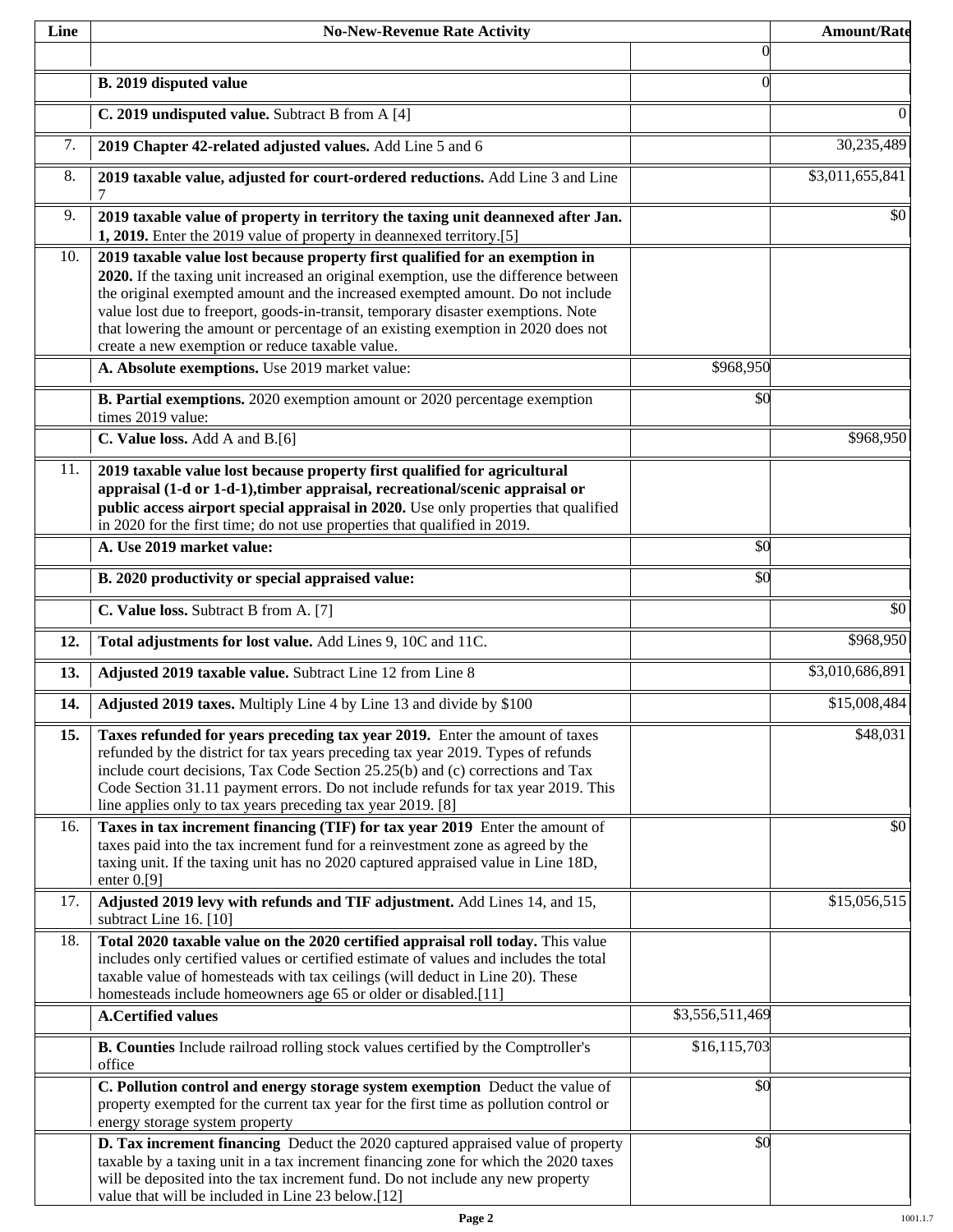| Line | No-New-Revenue Rate Activity | | Amount/Rate |
|---|---|---|---|
| | | 0 | |
| | **B. 2019 disputed value** | 0 | |
| | **C. 2019 undisputed value.** Subtract B from A [4] | | 0 |
| 7. | **2019 Chapter 42-related adjusted values.** Add Line 5 and 6 | | 30,235,489 |
| 8. | **2019 taxable value, adjusted for court-ordered reductions.** Add Line 3 and Line 7 | | $3,011,655,841 |
| 9. | **2019 taxable value of property in territory the taxing unit deannexed after Jan. 1, 2019.** Enter the 2019 value of property in deannexed territory.[5] | | $0 |
| 10. | **2019 taxable value lost because property first qualified for an exemption in 2020.** If the taxing unit increased an original exemption, use the difference between the original exempted amount and the increased exempted amount. Do not include value lost due to freeport, goods-in-transit, temporary disaster exemptions. Note that lowering the amount or percentage of an existing exemption in 2020 does not create a new exemption or reduce taxable value. | | |
| | **A. Absolute exemptions.** Use 2019 market value: | $968,950 | |
| | **B. Partial exemptions.** 2020 exemption amount or 2020 percentage exemption times 2019 value: | $0 | |
| | **C. Value loss.** Add A and B.[6] | | $968,950 |
| 11. | **2019 taxable value lost because property first qualified for agricultural appraisal (1-d or 1-d-1),timber appraisal, recreational/scenic appraisal or public access airport special appraisal in 2020.** Use only properties that qualified in 2020 for the first time; do not use properties that qualified in 2019. | | |
| | **A. Use 2019 market value:** | $0 | |
| | **B. 2020 productivity or special appraised value:** | $0 | |
| | **C. Value loss.** Subtract B from A. [7] | | $0 |
| **12.** | **Total adjustments for lost value.** Add Lines 9, 10C and 11C. | | $968,950 |
| **13.** | **Adjusted 2019 taxable value.** Subtract Line 12 from Line 8 | | $3,010,686,891 |
| **14.** | **Adjusted 2019 taxes.** Multiply Line 4 by Line 13 and divide by $100 | | $15,008,484 |
| **15.** | **Taxes refunded for years preceding tax year 2019.** Enter the amount of taxes refunded by the district for tax years preceding tax year 2019. Types of refunds include court decisions, Tax Code Section 25.25(b) and (c) corrections and Tax Code Section 31.11 payment errors. Do not include refunds for tax year 2019. This line applies only to tax years preceding tax year 2019. [8] | | $48,031 |
| 16. | **Taxes in tax increment financing (TIF) for tax year 2019** Enter the amount of taxes paid into the tax increment fund for a reinvestment zone as agreed by the taxing unit. If the taxing unit has no 2020 captured appraised value in Line 18D, enter 0.[9] | | $0 |
| 17. | **Adjusted 2019 levy with refunds and TIF adjustment.** Add Lines 14, and 15, subtract Line 16. [10] | | $15,056,515 |
| 18. | **Total 2020 taxable value on the 2020 certified appraisal roll today.** This value includes only certified values or certified estimate of values and includes the total taxable value of homesteads with tax ceilings (will deduct in Line 20). These homesteads include homeowners age 65 or older or disabled.[11] | | |
| | **A.Certified values** | $3,556,511,469 | |
| | **B. Counties** Include railroad rolling stock values certified by the Comptroller's office | $16,115,703 | |
| | **C. Pollution control and energy storage system exemption** Deduct the value of property exempted for the current tax year for the first time as pollution control or energy storage system property | $0 | |
| | **D. Tax increment financing** Deduct the 2020 captured appraised value of property taxable by a taxing unit in a tax increment financing zone for which the 2020 taxes will be deposited into the tax increment fund. Do not include any new property value that will be included in Line 23 below.[12] | $0 | |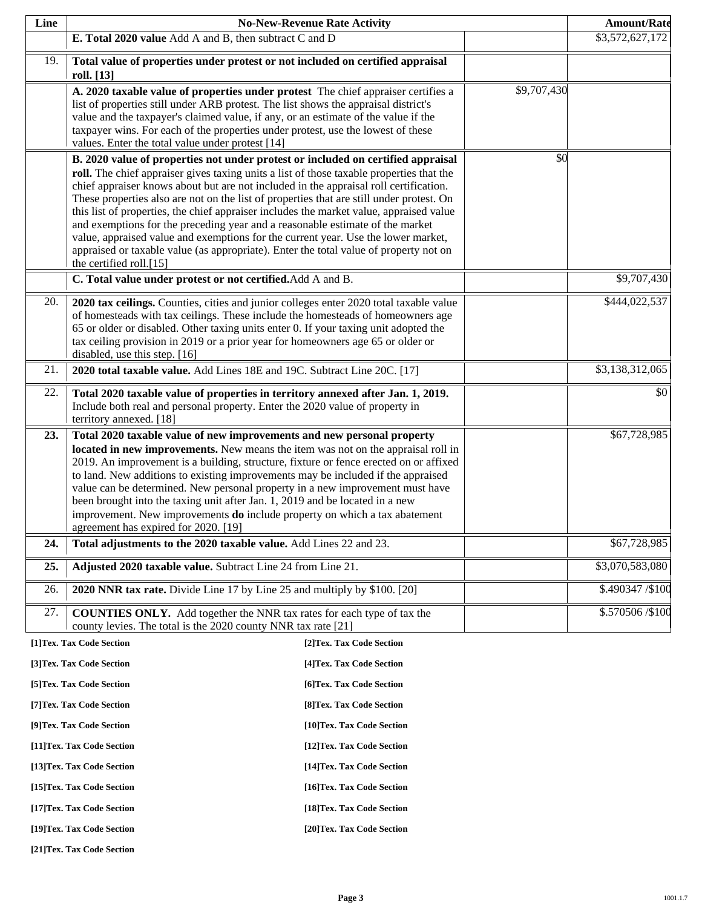| Line | No-New-Revenue Rate Activity | | Amount/Rate |
|---|---|---|---|
| | **E. Total 2020 value** Add A and B, then subtract C and D | | $3,572,627,172 |
| 19. | **Total value of properties under protest or not included on certified appraisal roll. [13]** | | |
| | **A. 2020 taxable value of properties under protest** The chief appraiser certifies a list of properties still under ARB protest. The list shows the appraisal district's value and the taxpayer's claimed value, if any, or an estimate of the value if the taxpayer wins. For each of the properties under protest, use the lowest of these values. Enter the total value under protest [14] | $9,707,430 | |
| | **B. 2020 value of properties not under protest or included on certified appraisal roll.** The chief appraiser gives taxing units a list of those taxable properties that the chief appraiser knows about but are not included in the appraisal roll certification. These properties also are not on the list of properties that are still under protest. On this list of properties, the chief appraiser includes the market value, appraised value and exemptions for the preceding year and a reasonable estimate of the market value, appraised value and exemptions for the current year. Use the lower market, appraised or taxable value (as appropriate). Enter the total value of property not on the certified roll.[15] | $0 | |
| | **C. Total value under protest or not certified.** Add A and B. | | $9,707,430 |
| 20. | **2020 tax ceilings.** Counties, cities and junior colleges enter 2020 total taxable value of homesteads with tax ceilings. These include the homesteads of homeowners age 65 or older or disabled. Other taxing units enter 0. If your taxing unit adopted the tax ceiling provision in 2019 or a prior year for homeowners age 65 or older or disabled, use this step. [16] | | $444,022,537 |
| 21. | **2020 total taxable value.** Add Lines 18E and 19C. Subtract Line 20C. [17] | | $3,138,312,065 |
| 22. | **Total 2020 taxable value of properties in territory annexed after Jan. 1, 2019.** Include both real and personal property. Enter the 2020 value of property in territory annexed. [18] | | $0 |
| **23.** | **Total 2020 taxable value of new improvements and new personal property located in new improvements.** New means the item was not on the appraisal roll in 2019. An improvement is a building, structure, fixture or fence erected on or affixed to land. New additions to existing improvements may be included if the appraised value can be determined. New personal property in a new improvement must have been brought into the taxing unit after Jan. 1, 2019 and be located in a new improvement. New improvements **do** include property on which a tax abatement agreement has expired for 2020. [19] | | $67,728,985 |
| **24.** | **Total adjustments to the 2020 taxable value.** Add Lines 22 and 23. | | $67,728,985 |
| **25.** | **Adjusted 2020 taxable value.** Subtract Line 24 from Line 21. | | $3,070,583,080 |
| 26. | **2020 NNR tax rate.** Divide Line 17 by Line 25 and multiply by $100. [20] | | $.490347 /$100 |
| 27. | **COUNTIES ONLY.** Add together the NNR tax rates for each type of tax the county levies. The total is the 2020 county NNR tax rate [21] | | $.570506 /$100 |

**[1]Tex. Tax Code Section**
**[2]Tex. Tax Code Section**
**[3]Tex. Tax Code Section**
**[4]Tex. Tax Code Section**
**[5]Tex. Tax Code Section**
**[6]Tex. Tax Code Section**
**[7]Tex. Tax Code Section**
**[8]Tex. Tax Code Section**
**[9]Tex. Tax Code Section**
**[10]Tex. Tax Code Section**
**[11]Tex. Tax Code Section**
**[12]Tex. Tax Code Section**
**[13]Tex. Tax Code Section**
**[14]Tex. Tax Code Section**
**[15]Tex. Tax Code Section**
**[16]Tex. Tax Code Section**
**[17]Tex. Tax Code Section**
**[18]Tex. Tax Code Section**
**[19]Tex. Tax Code Section**
**[20]Tex. Tax Code Section**
**[21]Tex. Tax Code Section**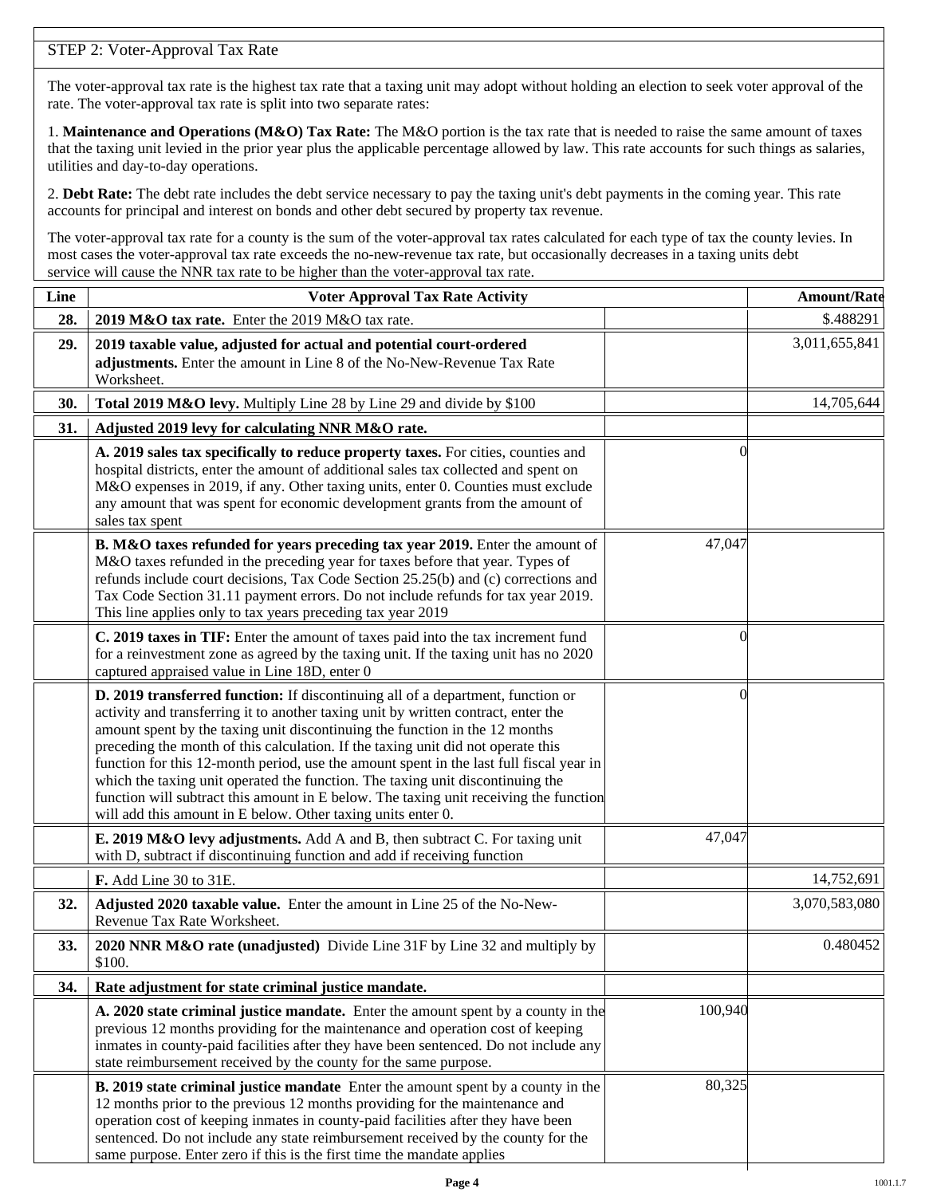STEP 2: Voter-Approval Tax Rate

The voter-approval tax rate is the highest tax rate that a taxing unit may adopt without holding an election to seek voter approval of the rate. The voter-approval tax rate is split into two separate rates:

1. **Maintenance and Operations (M&O) Tax Rate:** The M&O portion is the tax rate that is needed to raise the same amount of taxes that the taxing unit levied in the prior year plus the applicable percentage allowed by law. This rate accounts for such things as salaries, utilities and day-to-day operations.

2. **Debt Rate:** The debt rate includes the debt service necessary to pay the taxing unit's debt payments in the coming year. This rate accounts for principal and interest on bonds and other debt secured by property tax revenue.

The voter-approval tax rate for a county is the sum of the voter-approval tax rates calculated for each type of tax the county levies. In most cases the voter-approval tax rate exceeds the no-new-revenue tax rate, but occasionally decreases in a taxing units debt service will cause the NNR tax rate to be higher than the voter-approval tax rate.

| Line | Voter Approval Tax Rate Activity | | Amount/Rate |
|---|---|---|---|
| 28. | **2019 M&O tax rate.** Enter the 2019 M&O tax rate. | | $.488291 |
| 29. | **2019 taxable value, adjusted for actual and potential court-ordered adjustments.** Enter the amount in Line 8 of the No-New-Revenue Tax Rate Worksheet. | | 3,011,655,841 |
| 30. | **Total 2019 M&O levy.** Multiply Line 28 by Line 29 and divide by $100 | | 14,705,644 |
| 31. | **Adjusted 2019 levy for calculating NNR M&O rate.** | | |
| | **A. 2019 sales tax specifically to reduce property taxes.** For cities, counties and hospital districts, enter the amount of additional sales tax collected and spent on M&O expenses in 2019, if any. Other taxing units, enter 0. Counties must exclude any amount that was spent for economic development grants from the amount of sales tax spent | 0 | |
| | **B. M&O taxes refunded for years preceding tax year 2019.** Enter the amount of M&O taxes refunded in the preceding year for taxes before that year. Types of refunds include court decisions, Tax Code Section 25.25(b) and (c) corrections and Tax Code Section 31.11 payment errors. Do not include refunds for tax year 2019. This line applies only to tax years preceding tax year 2019 | 47,047 | |
| | **C. 2019 taxes in TIF:** Enter the amount of taxes paid into the tax increment fund for a reinvestment zone as agreed by the taxing unit. If the taxing unit has no 2020 captured appraised value in Line 18D, enter 0 | 0 | |
| | **D. 2019 transferred function:** If discontinuing all of a department, function or activity and transferring it to another taxing unit by written contract, enter the amount spent by the taxing unit discontinuing the function in the 12 months preceding the month of this calculation. If the taxing unit did not operate this function for this 12-month period, use the amount spent in the last full fiscal year in which the taxing unit operated the function. The taxing unit discontinuing the function will subtract this amount in E below. The taxing unit receiving the function will add this amount in E below. Other taxing units enter 0. | 0 | |
| | **E. 2019 M&O levy adjustments.** Add A and B, then subtract C. For taxing unit with D, subtract if discontinuing function and add if receiving function | 47,047 | |
| | **F.** Add Line 30 to 31E. | | 14,752,691 |
| 32. | **Adjusted 2020 taxable value.** Enter the amount in Line 25 of the No-New-Revenue Tax Rate Worksheet. | | 3,070,583,080 |
| 33. | **2020 NNR M&O rate (unadjusted)** Divide Line 31F by Line 32 and multiply by $100. | | 0.480452 |
| 34. | **Rate adjustment for state criminal justice mandate.** | | |
| | **A. 2020 state criminal justice mandate.** Enter the amount spent by a county in the previous 12 months providing for the maintenance and operation cost of keeping inmates in county-paid facilities after they have been sentenced. Do not include any state reimbursement received by the county for the same purpose. | 100,940 | |
| | **B. 2019 state criminal justice mandate** Enter the amount spent by a county in the 12 months prior to the previous 12 months providing for the maintenance and operation cost of keeping inmates in county-paid facilities after they have been sentenced. Do not include any state reimbursement received by the county for the same purpose. Enter zero if this is the first time the mandate applies | 80,325 | |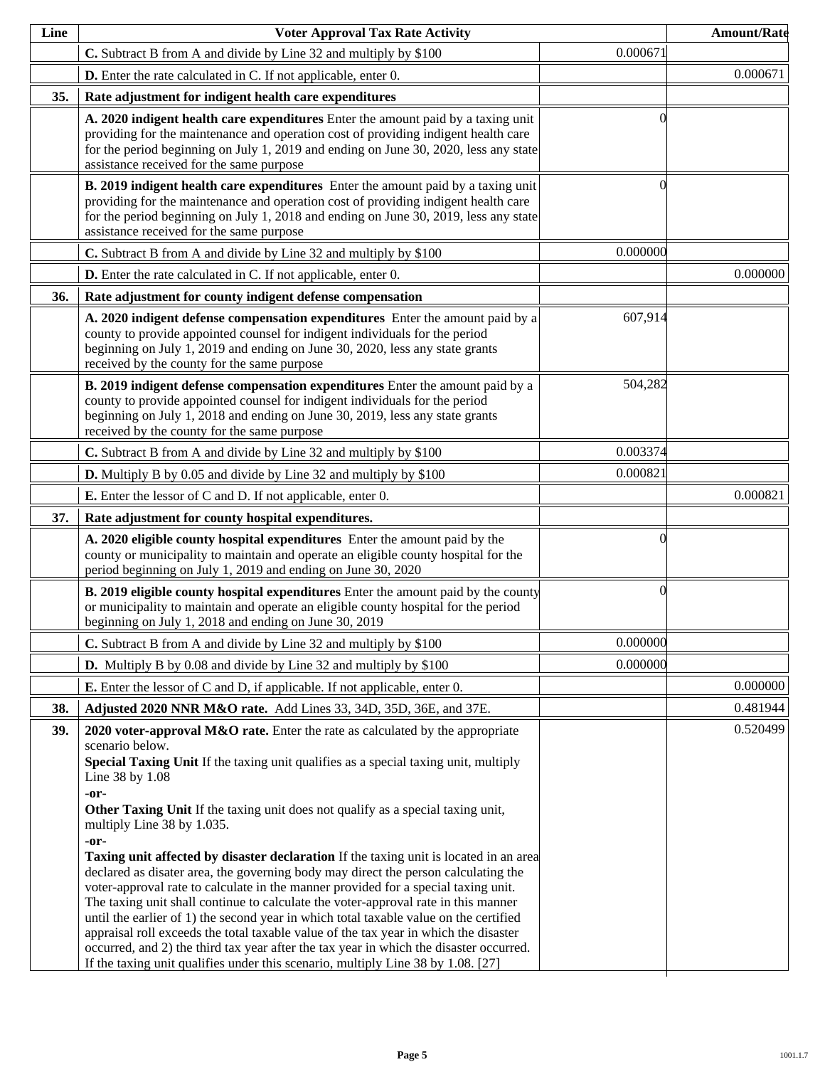| Line | Voter Approval Tax Rate Activity | | Amount/Rate |
|---|---|---|---|
| | **C.** Subtract B from A and divide by Line 32 and multiply by $100 | 0.000671 | |
| | **D.** Enter the rate calculated in C. If not applicable, enter 0. | | 0.000671 |
| **35.** | **Rate adjustment for indigent health care expenditures** | | |
| | **A. 2020 indigent health care expenditures** Enter the amount paid by a taxing unit providing for the maintenance and operation cost of providing indigent health care for the period beginning on July 1, 2019 and ending on June 30, 2020, less any state assistance received for the same purpose | 0 | |
| | **B. 2019 indigent health care expenditures** Enter the amount paid by a taxing unit providing for the maintenance and operation cost of providing indigent health care for the period beginning on July 1, 2018 and ending on June 30, 2019, less any state assistance received for the same purpose | 0 | |
| | **C.** Subtract B from A and divide by Line 32 and multiply by $100 | 0.000000 | |
| | **D.** Enter the rate calculated in C. If not applicable, enter 0. | | 0.000000 |
| **36.** | **Rate adjustment for county indigent defense compensation** | | |
| | **A. 2020 indigent defense compensation expenditures** Enter the amount paid by a county to provide appointed counsel for indigent individuals for the period beginning on July 1, 2019 and ending on June 30, 2020, less any state grants received by the county for the same purpose | 607,914 | |
| | **B. 2019 indigent defense compensation expenditures** Enter the amount paid by a county to provide appointed counsel for indigent individuals for the period beginning on July 1, 2018 and ending on June 30, 2019, less any state grants received by the county for the same purpose | 504,282 | |
| | **C.** Subtract B from A and divide by Line 32 and multiply by $100 | 0.003374 | |
| | **D.** Multiply B by 0.05 and divide by Line 32 and multiply by $100 | 0.000821 | |
| | **E.** Enter the lessor of C and D. If not applicable, enter 0. | | 0.000821 |
| **37.** | **Rate adjustment for county hospital expenditures.** | | |
| | **A. 2020 eligible county hospital expenditures** Enter the amount paid by the county or municipality to maintain and operate an eligible county hospital for the period beginning on July 1, 2019 and ending on June 30, 2020 | 0 | |
| | **B. 2019 eligible county hospital expenditures** Enter the amount paid by the county or municipality to maintain and operate an eligible county hospital for the period beginning on July 1, 2018 and ending on June 30, 2019 | 0 | |
| | **C.** Subtract B from A and divide by Line 32 and multiply by $100 | 0.000000 | |
| | **D.** Multiply B by 0.08 and divide by Line 32 and multiply by $100 | 0.000000 | |
| | **E.** Enter the lessor of C and D, if applicable. If not applicable, enter 0. | | 0.000000 |
| **38.** | **Adjusted 2020 NNR M&O rate.** Add Lines 33, 34D, 35D, 36E, and 37E. | | 0.481944 |
| **39.** | **2020 voter-approval M&O rate.** Enter the rate as calculated by the appropriate scenario below.<br>**Special Taxing Unit** If the taxing unit qualifies as a special taxing unit, multiply Line 38 by 1.08<br>**-or-**<br>**Other Taxing Unit** If the taxing unit does not qualify as a special taxing unit, multiply Line 38 by 1.035.<br>**-or-**<br>**Taxing unit affected by disaster declaration** If the taxing unit is located in an area declared as disater area, the governing body may direct the person calculating the voter-approval rate to calculate in the manner provided for a special taxing unit. The taxing unit shall continue to calculate the voter-approval rate in this manner until the earlier of 1) the second year in which total taxable value on the certified appraisal roll exceeds the total taxable value of the tax year in which the disaster occurred, and 2) the third tax year after the tax year in which the disaster occurred. If the taxing unit qualifies under this scenario, multiply Line 38 by 1.08. [27] | | 0.520499 |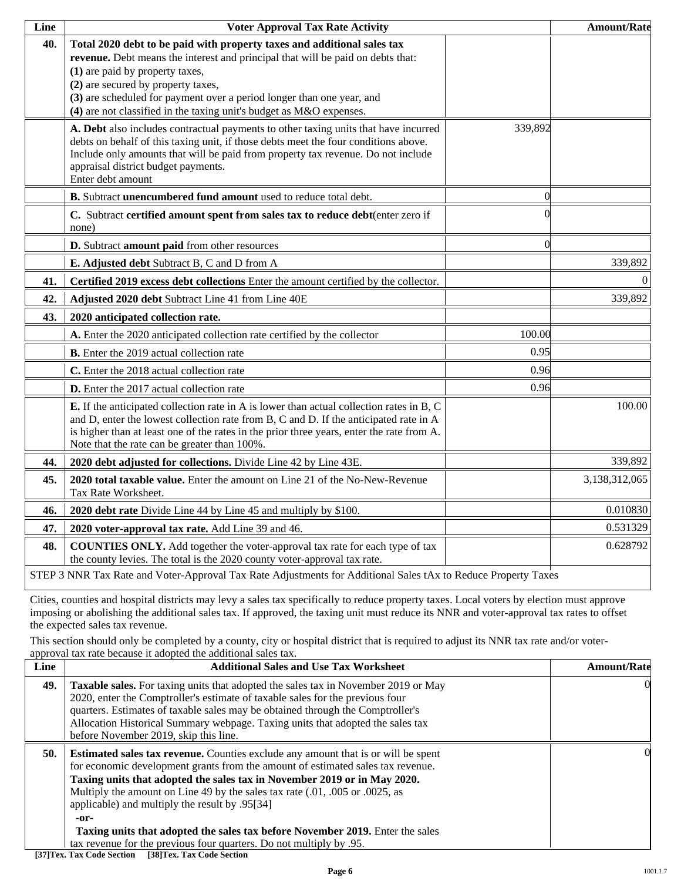| Line | Voter Approval Tax Rate Activity | | Amount/Rate |
|---|---|---|---|
| 40. | **Total 2020 debt to be paid with property taxes and additional sales tax revenue.** Debt means the interest and principal that will be paid on debts that:<br>**(1)** are paid by property taxes,<br>**(2)** are secured by property taxes,<br>**(3)** are scheduled for payment over a period longer than one year, and<br>**(4)** are not classified in the taxing unit's budget as M&O expenses. | | |
| | **A. Debt** also includes contractual payments to other taxing units that have incurred debts on behalf of this taxing unit, if those debts meet the four conditions above. Include only amounts that will be paid from property tax revenue. Do not include appraisal district budget payments.<br>Enter debt amount | 339,892 | |
| | **B.** Subtract **unencumbered fund amount** used to reduce total debt. | 0 | |
| | **C.** Subtract **certified amount spent from sales tax to reduce debt**(enter zero if none) | 0 | |
| | **D.** Subtract **amount paid** from other resources | 0 | |
| | **E. Adjusted debt** Subtract B, C and D from A | | 339,892 |
| 41. | **Certified 2019 excess debt collections** Enter the amount certified by the collector. | | 0 |
| 42. | **Adjusted 2020 debt** Subtract Line 41 from Line 40E | | 339,892 |
| 43. | **2020 anticipated collection rate.** | | |
| | **A.** Enter the 2020 anticipated collection rate certified by the collector | 100.00 | |
| | **B.** Enter the 2019 actual collection rate | 0.95 | |
| | **C.** Enter the 2018 actual collection rate | 0.96 | |
| | **D.** Enter the 2017 actual collection rate | 0.96 | |
| | **E.** If the anticipated collection rate in A is lower than actual collection rates in B, C and D, enter the lowest collection rate from B, C and D. If the anticipated rate in A is higher than at least one of the rates in the prior three years, enter the rate from A. Note that the rate can be greater than 100%. | | 100.00 |
| 44. | **2020 debt adjusted for collections.** Divide Line 42 by Line 43E. | | 339,892 |
| 45. | **2020 total taxable value.** Enter the amount on Line 21 of the No-New-Revenue Tax Rate Worksheet. | | 3,138,312,065 |
| 46. | **2020 debt rate** Divide Line 44 by Line 45 and multiply by $100. | | 0.010830 |
| 47. | **2020 voter-approval tax rate.** Add Line 39 and 46. | | 0.531329 |
| 48. | **COUNTIES ONLY.** Add together the voter-approval tax rate for each type of tax the county levies. The total is the 2020 county voter-approval tax rate. | | 0.628792 |

STEP 3 NNR Tax Rate and Voter-Approval Tax Rate Adjustments for Additional Sales tAx to Reduce Property Taxes

Cities, counties and hospital districts may levy a sales tax specifically to reduce property taxes. Local voters by election must approve imposing or abolishing the additional sales tax. If approved, the taxing unit must reduce its NNR and voter-approval tax rates to offset the expected sales tax revenue.

This section should only be completed by a county, city or hospital district that is required to adjust its NNR tax rate and/or voter-approval tax rate because it adopted the additional sales tax.

| Line | Additional Sales and Use Tax Worksheet | Amount/Rate |
|---|---|---|
| 49. | **Taxable sales.** For taxing units that adopted the sales tax in November 2019 or May 2020, enter the Comptroller's estimate of taxable sales for the previous four quarters. Estimates of taxable sales may be obtained through the Comptroller's Allocation Historical Summary webpage. Taxing units that adopted the sales tax before November 2019, skip this line. | 0 |
| 50. | **Estimated sales tax revenue.** Counties exclude any amount that is or will be spent for economic development grants from the amount of estimated sales tax revenue.<br>**Taxing units that adopted the sales tax in November 2019 or in May 2020.** Multiply the amount on Line 49 by the sales tax rate (.01, .005 or .0025, as applicable) and multiply the result by .95[34]<br>**-or-**<br>**Taxing units that adopted the sales tax before November 2019.** Enter the sales tax revenue for the previous four quarters. Do not multiply by .95. | 0 |

**[37]Tex. Tax Code Section [38]Tex. Tax Code Section**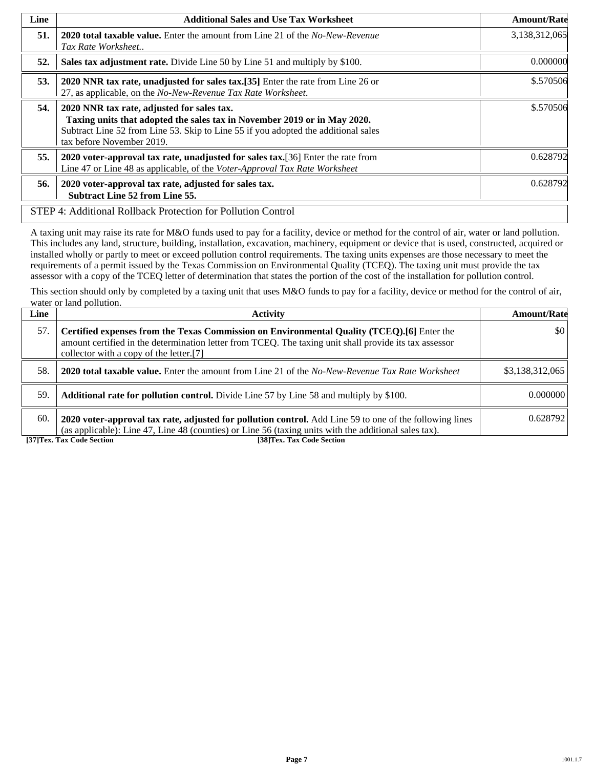| Line | Additional Sales and Use Tax Worksheet | Amount/Rate |
|---|---|---|
| **51.** | **2020 total taxable value.** Enter the amount from Line 21 of the *No-New-Revenue Tax Rate Worksheet..* | 3,138,312,065 |
| **52.** | **Sales tax adjustment rate.** Divide Line 50 by Line 51 and multiply by $100. | 0.000000 |
| **53.** | **2020 NNR tax rate, unadjusted for sales tax.[35]** Enter the rate from Line 26 or 27, as applicable, on the *No-New-Revenue Tax Rate Worksheet.* | $.570506 |
| **54.** | **2020 NNR tax rate, adjusted for sales tax.** **Taxing units that adopted the sales tax in November 2019 or in May 2020.** Subtract Line 52 from Line 53. Skip to Line 55 if you adopted the additional sales tax before November 2019. | $.570506 |
| **55.** | **2020 voter-approval tax rate, unadjusted for sales tax.**[36] Enter the rate from Line 47 or Line 48 as applicable, of the *Voter-Approval Tax Rate Worksheet* | 0.628792 |
| **56.** | **2020 voter-approval tax rate, adjusted for sales tax.** **Subtract Line 52 from Line 55.** | 0.628792 |

STEP 4: Additional Rollback Protection for Pollution Control

A taxing unit may raise its rate for M&O funds used to pay for a facility, device or method for the control of air, water or land pollution. This includes any land, structure, building, installation, excavation, machinery, equipment or device that is used, constructed, acquired or installed wholly or partly to meet or exceed pollution control requirements. The taxing units expenses are those necessary to meet the requirements of a permit issued by the Texas Commission on Environmental Quality (TCEQ). The taxing unit must provide the tax assessor with a copy of the TCEQ letter of determination that states the portion of the cost of the installation for pollution control.

This section should only by completed by a taxing unit that uses M&O funds to pay for a facility, device or method for the control of air, water or land pollution.

| Line | Activity | Amount/Rate |
|---|---|---|
| 57. | **Certified expenses from the Texas Commission on Environmental Quality (TCEQ).[6]** Enter the amount certified in the determination letter from TCEQ. The taxing unit shall provide its tax assessor collector with a copy of the letter.[7] | $0 |
| 58. | **2020 total taxable value.** Enter the amount from Line 21 of the *No-New-Revenue Tax Rate Worksheet* | $3,138,312,065 |
| 59. | **Additional rate for pollution control.** Divide Line 57 by Line 58 and multiply by $100. | 0.000000 |
| 60. | **2020 voter-approval tax rate, adjusted for pollution control.** Add Line 59 to one of the following lines (as applicable): Line 47, Line 48 (counties) or Line 56 (taxing units with the additional sales tax). | 0.628792 |

**[37]Tex. Tax Code Section** **[38]Tex. Tax Code Section**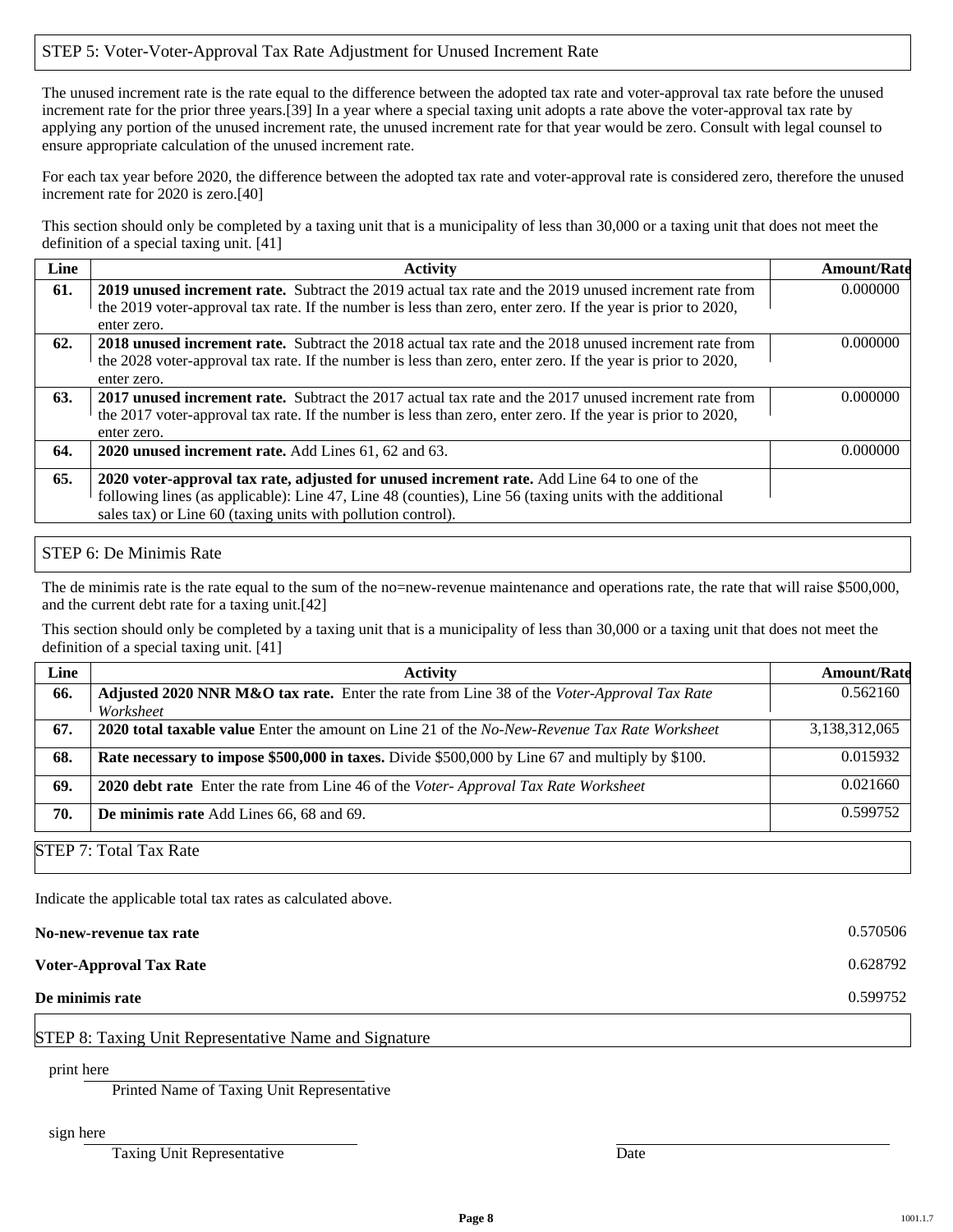## STEP 5: Voter-Voter-Approval Tax Rate Adjustment for Unused Increment Rate

The unused increment rate is the rate equal to the difference between the adopted tax rate and voter-approval tax rate before the unused increment rate for the prior three years.[39] In a year where a special taxing unit adopts a rate above the voter-approval tax rate by applying any portion of the unused increment rate, the unused increment rate for that year would be zero. Consult with legal counsel to ensure appropriate calculation of the unused increment rate.

For each tax year before 2020, the difference between the adopted tax rate and voter-approval rate is considered zero, therefore the unused increment rate for 2020 is zero.[40]

This section should only be completed by a taxing unit that is a municipality of less than 30,000 or a taxing unit that does not meet the definition of a special taxing unit. [41]

| Line | Activity | Amount/Rate |
|---|---|---|
| **61.** | **2019 unused increment rate.** Subtract the 2019 actual tax rate and the 2019 unused increment rate from the 2019 voter-approval tax rate. If the number is less than zero, enter zero. If the year is prior to 2020, enter zero. | 0.000000 |
| **62.** | **2018 unused increment rate.** Subtract the 2018 actual tax rate and the 2018 unused increment rate from the 2028 voter-approval tax rate. If the number is less than zero, enter zero. If the year is prior to 2020, enter zero. | 0.000000 |
| **63.** | **2017 unused increment rate.** Subtract the 2017 actual tax rate and the 2017 unused increment rate from the 2017 voter-approval tax rate. If the number is less than zero, enter zero. If the year is prior to 2020, enter zero. | 0.000000 |
| **64.** | **2020 unused increment rate.** Add Lines 61, 62 and 63. | 0.000000 |
| **65.** | **2020 voter-approval tax rate, adjusted for unused increment rate.** Add Line 64 to one of the following lines (as applicable): Line 47, Line 48 (counties), Line 56 (taxing units with the additional sales tax) or Line 60 (taxing units with pollution control). | |

## STEP 6: De Minimis Rate

The de minimis rate is the rate equal to the sum of the no=new-revenue maintenance and operations rate, the rate that will raise $500,000, and the current debt rate for a taxing unit.[42]

This section should only be completed by a taxing unit that is a municipality of less than 30,000 or a taxing unit that does not meet the definition of a special taxing unit. [41]

| Line | Activity | Amount/Rate |
|---|---|---|
| **66.** | **Adjusted 2020 NNR M&O tax rate.** Enter the rate from Line 38 of the *Voter-Approval Tax Rate Worksheet* | 0.562160 |
| **67.** | **2020 total taxable value** Enter the amount on Line 21 of the *No-New-Revenue Tax Rate Worksheet* | 3,138,312,065 |
| **68.** | **Rate necessary to impose $500,000 in taxes.** Divide $500,000 by Line 67 and multiply by $100. | 0.015932 |
| **69.** | **2020 debt rate** Enter the rate from Line 46 of the *Voter- Approval Tax Rate Worksheet* | 0.021660 |
| **70.** | **De minimis rate** Add Lines 66, 68 and 69. | 0.599752 |

## STEP 7: Total Tax Rate

Indicate the applicable total tax rates as calculated above.

**No-new-revenue tax rate** 0.570506

**Voter-Approval Tax Rate** 0.628792

**De minimis rate** 0.599752

## STEP 8: Taxing Unit Representative Name and Signature

print here ______________________________

Printed Name of Taxing Unit Representative

sign here ______________________________ ______________________________

Taxing Unit Representative Date